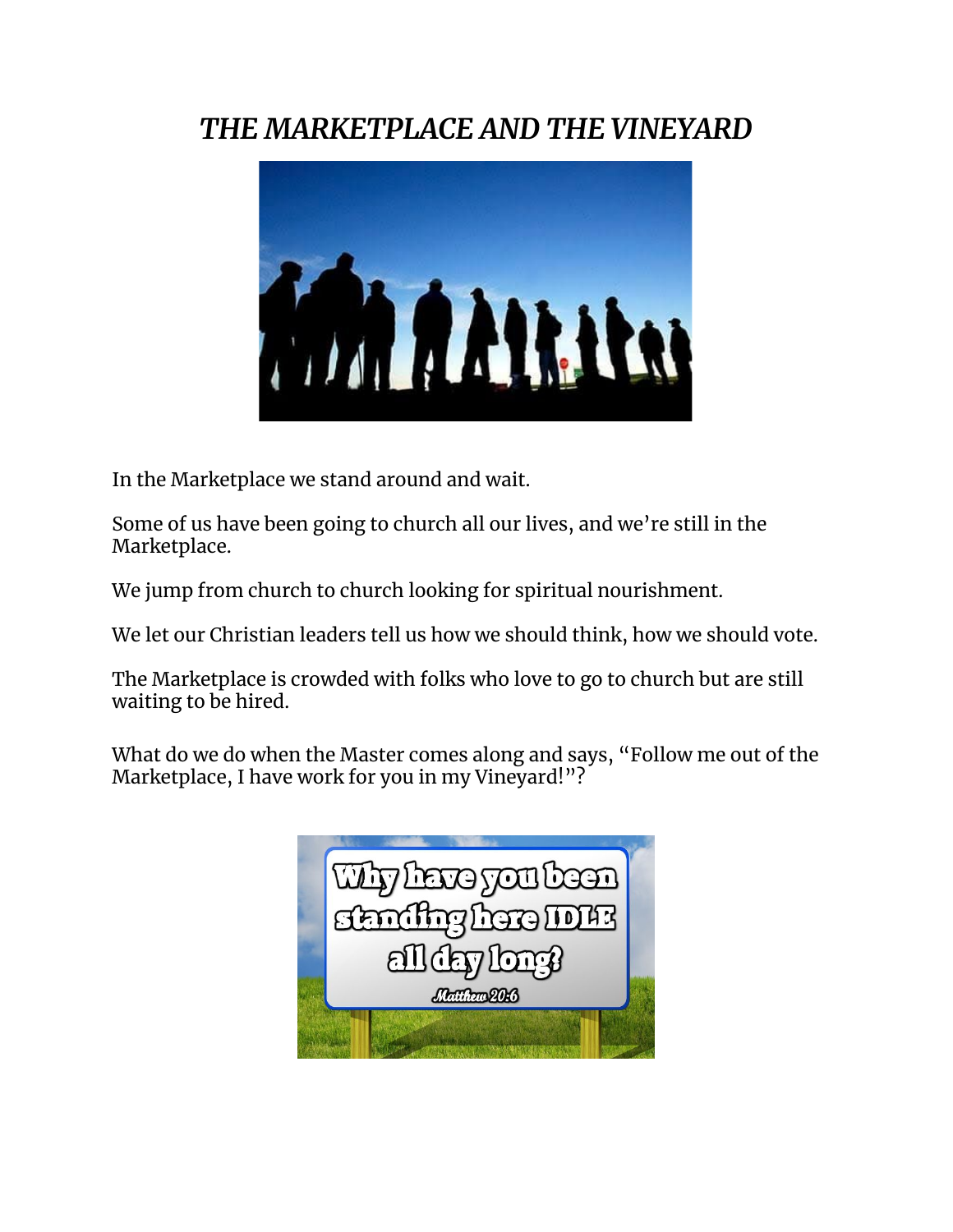# *THE MARKETPLACE AND THE VINEYARD*

In the Marketplace we stand around and wait.

Some of us have been going to church all our lives, and we're still in the Marketplace.

We jump from church to church looking for spiritual nourishment.

We let our Christian leaders tell us how we should think, how we should vote.

The Marketplace is crowded with folks who love to go to church but are still waiting to be hired.

What do we do when the Master comes along and says, "Follow me out of the Marketplace, I have work for you in my Vineyard!"?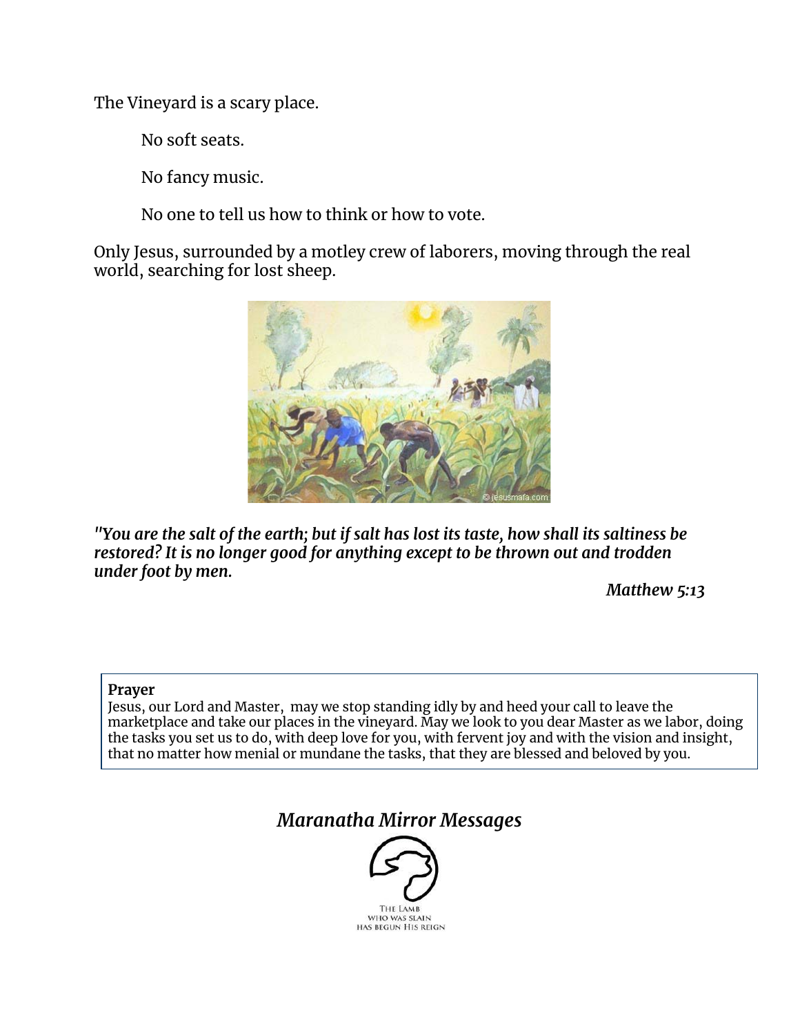The Vineyard is a scary place.

No soft seats.

No fancy music.

No one to tell us how to think or how to vote.

Only Jesus, surrounded by a motley crew of laborers, moving through the real world, searching for lost sheep.

***"You are the salt of the earth; but if salt has lost its taste, how shall its saltiness be restored? It is no longer good for anything except to be thrown out and trodden under foot by men.***

***Matthew 5:13***

**Prayer**
Jesus, our Lord and Master, may we stop standing idly by and heed your call to leave the marketplace and take our places in the vineyard. May we look to you dear Master as we labor, doing the tasks you set us to do, with deep love for you, with fervent joy and with the vision and insight, that no matter how menial or mundane the tasks, that they are blessed and beloved by you.

## *Maranatha Mirror Messages*

THE LAMB
WHO WAS SLAIN
HAS BEGUN HIS REIGN